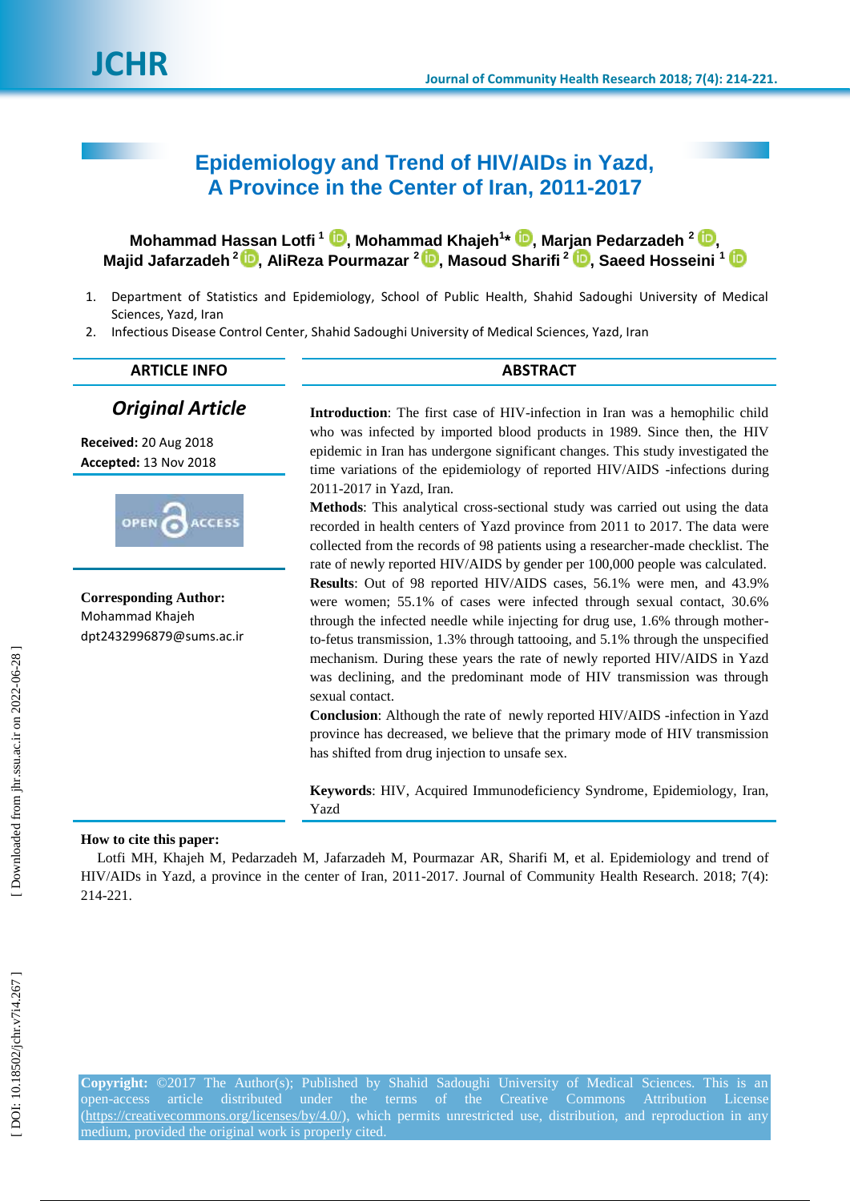# Epidemiology and Trend of HIV/AIDs in Yazd, A Province in the Center of Iran, 2011-2017

**Mohammad Hassan Lotfi [1], Mohammad Khajeh[1]*, Marjan Pedarzadeh [2], Majid Jafarzadeh [2], AliReza Pourmazar [2], Masoud Sharifi [2], Saeed Hosseini [1]**

1. Department of Statistics and Epidemiology, School of Public Health, Shahid Sadoughi University of Medical Sciences, Yazd, Iran
2. Infectious Disease Control Center, Shahid Sadoughi University of Medical Sciences, Yazd, Iran

## ARTICLE INFO

***Original Article***

**Received:** 20 Aug 2018
**Accepted:** 13 Nov 2018

**Corresponding Author:**
Mohammad Khajeh
dpt2432996879@sums.ac.ir

## ABSTRACT

**Introduction**: The first case of HIV-infection in Iran was a hemophilic child who was infected by imported blood products in 1989. Since then, the HIV epidemic in Iran has undergone significant changes. This study investigated the time variations of the epidemiology of reported HIV/AIDS -infections during 2011-2017 in Yazd, Iran.

**Methods**: This analytical cross-sectional study was carried out using the data recorded in health centers of Yazd province from 2011 to 2017. The data were collected from the records of 98 patients using a researcher-made checklist. The rate of newly reported HIV/AIDS by gender per 100,000 people was calculated.

**Results**: Out of 98 reported HIV/AIDS cases, 56.1% were men, and 43.9% were women; 55.1% of cases were infected through sexual contact, 30.6% through the infected needle while injecting for drug use, 1.6% through mother-to-fetus transmission, 1.3% through tattooing, and 5.1% through the unspecified mechanism. During these years the rate of newly reported HIV/AIDS in Yazd was declining, and the predominant mode of HIV transmission was through sexual contact.

**Conclusion**: Although the rate of newly reported HIV/AIDS -infection in Yazd province has decreased, we believe that the primary mode of HIV transmission has shifted from drug injection to unsafe sex.

**Keywords**: HIV, Acquired Immunodeficiency Syndrome, Epidemiology, Iran, Yazd

**How to cite this paper:**

Lotfi MH, Khajeh M, Pedarzadeh M, Jafarzadeh M, Pourmazar AR, Sharifi M, et al. Epidemiology and trend of HIV/AIDs in Yazd, a province in the center of Iran, 2011-2017. Journal of Community Health Research. 2018; 7(4): 214-221.

**Copyright:** ©2017 The Author(s); Published by Shahid Sadoughi University of Medical Sciences. This is an open-access article distributed under the terms of the Creative Commons Attribution License (https://creativecommons.org/licenses/by/4.0/), which permits unrestricted use, distribution, and reproduction in any medium, provided the original work is properly cited.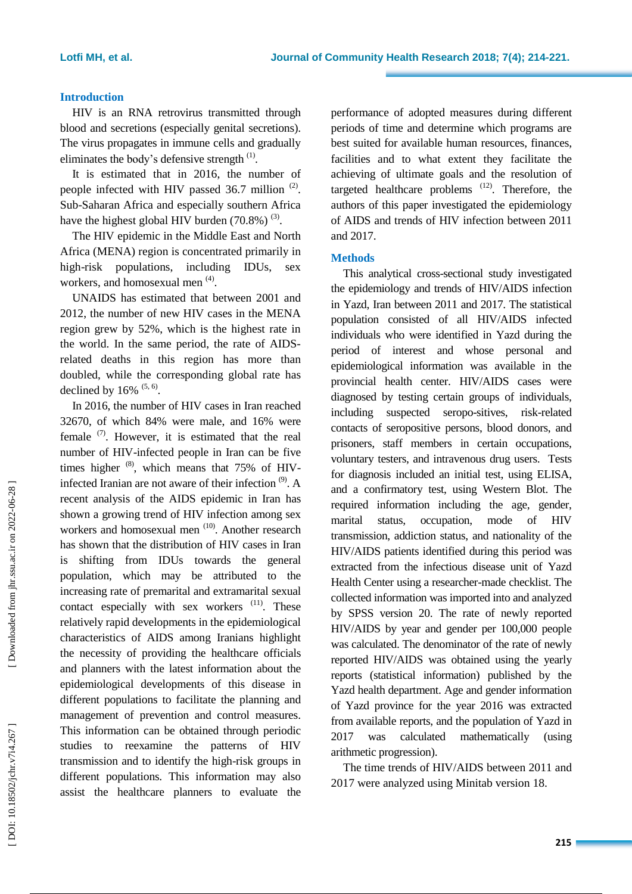## Introduction

HIV is an RNA retrovirus transmitted through blood and secretions (especially genital secretions). The virus propagates in immune cells and gradually eliminates the body's defensive strength [1].

It is estimated that in 2016, the number of people infected with HIV passed 36.7 million [2]. Sub-Saharan Africa and especially southern Africa have the highest global HIV burden (70.8%) [3].

The HIV epidemic in the Middle East and North Africa (MENA) region is concentrated primarily in high-risk populations, including IDUs, sex workers, and homosexual men [4].

UNAIDS has estimated that between 2001 and 2012, the number of new HIV cases in the MENA region grew by 52%, which is the highest rate in the world. In the same period, the rate of AIDS-related deaths in this region has more than doubled, while the corresponding global rate has declined by 16% [5, 6].

In 2016, the number of HIV cases in Iran reached 32670, of which 84% were male, and 16% were female [7]. However, it is estimated that the real number of HIV-infected people in Iran can be five times higher [8], which means that 75% of HIV-infected Iranian are not aware of their infection [9]. A recent analysis of the AIDS epidemic in Iran has shown a growing trend of HIV infection among sex workers and homosexual men [10]. Another research has shown that the distribution of HIV cases in Iran is shifting from IDUs towards the general population, which may be attributed to the increasing rate of premarital and extramarital sexual contact especially with sex workers [11]. These relatively rapid developments in the epidemiological characteristics of AIDS among Iranians highlight the necessity of providing the healthcare officials and planners with the latest information about the epidemiological developments of this disease in different populations to facilitate the planning and management of prevention and control measures. This information can be obtained through periodic studies to reexamine the patterns of HIV transmission and to identify the high-risk groups in different populations. This information may also assist the healthcare planners to evaluate the performance of adopted measures during different periods of time and determine which programs are best suited for available human resources, finances, facilities and to what extent they facilitate the achieving of ultimate goals and the resolution of targeted healthcare problems [12]. Therefore, the authors of this paper investigated the epidemiology of AIDS and trends of HIV infection between 2011 and 2017.

## Methods

This analytical cross-sectional study investigated the epidemiology and trends of HIV/AIDS infection in Yazd, Iran between 2011 and 2017. The statistical population consisted of all HIV/AIDS infected individuals who were identified in Yazd during the period of interest and whose personal and epidemiological information was available in the provincial health center. HIV/AIDS cases were diagnosed by testing certain groups of individuals, including suspected seropo-sitives, risk-related contacts of seropositive persons, blood donors, and prisoners, staff members in certain occupations, voluntary testers, and intravenous drug users. Tests for diagnosis included an initial test, using ELISA, and a confirmatory test, using Western Blot. The required information including the age, gender, marital status, occupation, mode of HIV transmission, addiction status, and nationality of the HIV/AIDS patients identified during this period was extracted from the infectious disease unit of Yazd Health Center using a researcher-made checklist. The collected information was imported into and analyzed by SPSS version 20. The rate of newly reported HIV/AIDS by year and gender per 100,000 people was calculated. The denominator of the rate of newly reported HIV/AIDS was obtained using the yearly reports (statistical information) published by the Yazd health department. Age and gender information of Yazd province for the year 2016 was extracted from available reports, and the population of Yazd in 2017 was calculated mathematically (using arithmetic progression).

The time trends of HIV/AIDS between 2011 and 2017 were analyzed using Minitab version 18.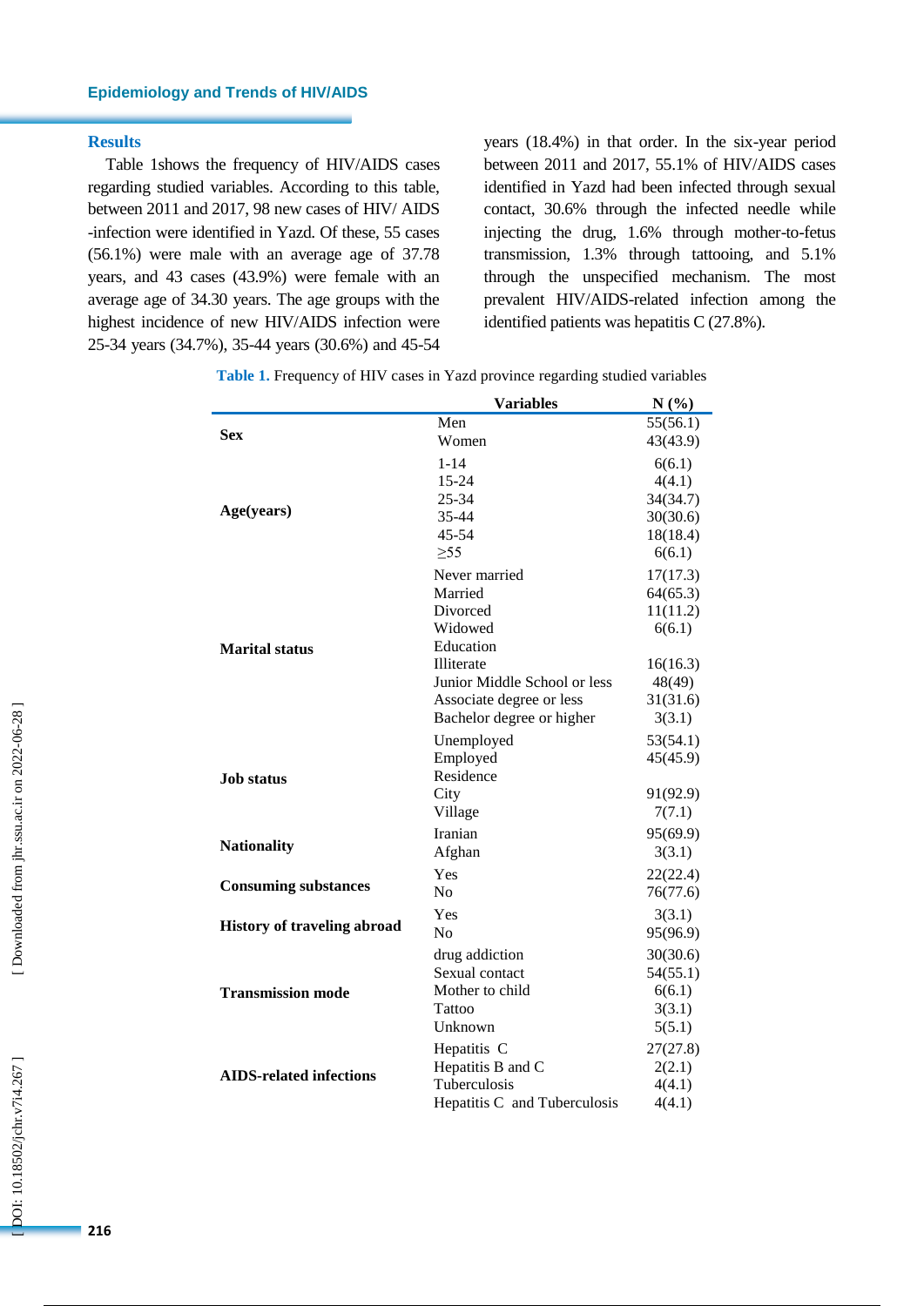## Results

Table 1shows the frequency of HIV/AIDS cases regarding studied variables. According to this table, between 2011 and 2017, 98 new cases of HIV/ AIDS -infection were identified in Yazd. Of these, 55 cases (56.1%) were male with an average age of 37.78 years, and 43 cases (43.9%) were female with an average age of 34.30 years. The age groups with the highest incidence of new HIV/AIDS infection were 25-34 years (34.7%), 35-44 years (30.6%) and 45-54 years (18.4%) in that order. In the six-year period between 2011 and 2017, 55.1% of HIV/AIDS cases identified in Yazd had been infected through sexual contact, 30.6% through the infected needle while injecting the drug, 1.6% through mother-to-fetus transmission, 1.3% through tattooing, and 5.1% through the unspecified mechanism. The most prevalent HIV/AIDS-related infection among the identified patients was hepatitis C (27.8%).

**Table 1.** Frequency of HIV cases in Yazd province regarding studied variables

| | Variables | N (%) |
|---|---|---|
| **Sex** | Men | 55(56.1) |
| | Women | 43(43.9) |
| **Age(years)** | 1-14 | 6(6.1) |
| | 15-24 | 4(4.1) |
| | 25-34 | 34(34.7) |
| | 35-44 | 30(30.6) |
| | 45-54 | 18(18.4) |
| | ≥55 | 6(6.1) |
| **Marital status** | Never married | 17(17.3) |
| | Married | 64(65.3) |
| | Divorced | 11(11.2) |
| | Widowed | 6(6.1) |
| | Education | |
| | Illiterate | 16(16.3) |
| | Junior Middle School or less | 48(49) |
| | Associate degree or less | 31(31.6) |
| | Bachelor degree or higher | 3(3.1) |
| **Job status** | Unemployed | 53(54.1) |
| | Employed | 45(45.9) |
| | Residence | |
| | City | 91(92.9) |
| | Village | 7(7.1) |
| **Nationality** | Iranian | 95(69.9) |
| | Afghan | 3(3.1) |
| **Consuming substances** | Yes | 22(22.4) |
| | No | 76(77.6) |
| **History of traveling abroad** | Yes | 3(3.1) |
| | No | 95(96.9) |
| **Transmission mode** | drug addiction | 30(30.6) |
| | Sexual contact | 54(55.1) |
| | Mother to child | 6(6.1) |
| | Tattoo | 3(3.1) |
| | Unknown | 5(5.1) |
| **AIDS-related infections** | Hepatitis C | 27(27.8) |
| | Hepatitis B and C | 2(2.1) |
| | Tuberculosis | 4(4.1) |
| | Hepatitis C and Tuberculosis | 4(4.1) |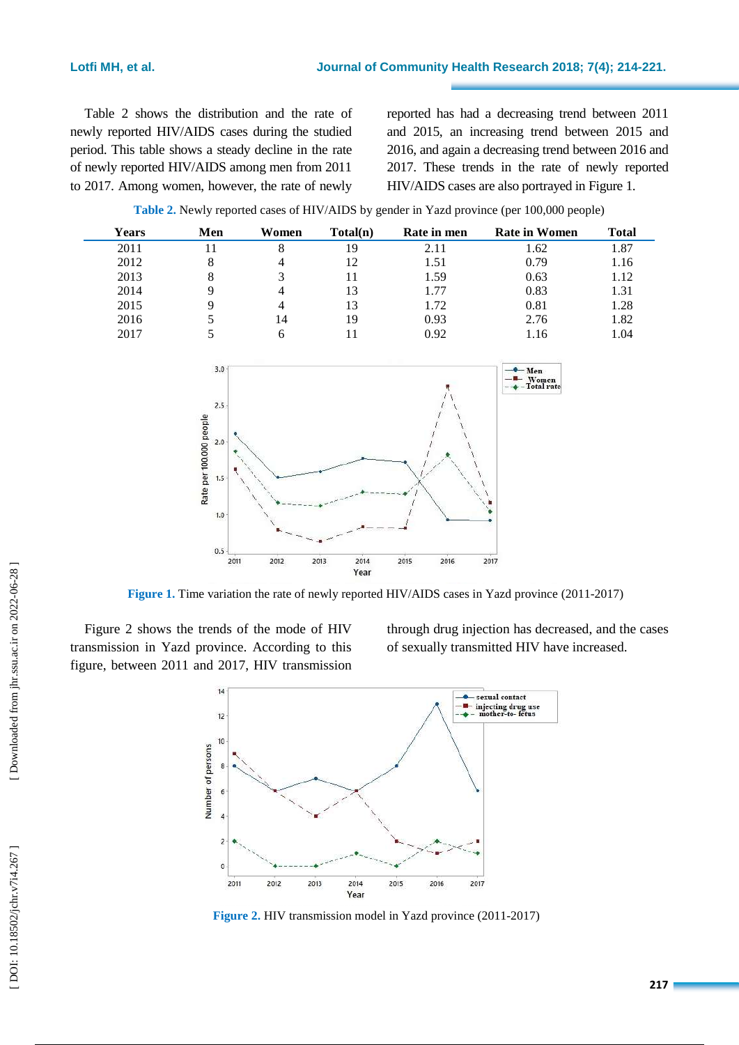Table 2 shows the distribution and the rate of newly reported HIV/AIDS cases during the studied period. This table shows a steady decline in the rate of newly reported HIV/AIDS among men from 2011 to 2017. Among women, however, the rate of newly reported has had a decreasing trend between 2011 and 2015, an increasing trend between 2015 and 2016, and again a decreasing trend between 2016 and 2017. These trends in the rate of newly reported HIV/AIDS cases are also portrayed in Figure 1.

**Table 2.** Newly reported cases of HIV/AIDS by gender in Yazd province (per 100,000 people)

| Years | Men | Women | Total(n) | Rate in men | Rate in Women | Total |
|---|---|---|---|---|---|---|
| 2011 | 11 | 8 | 19 | 2.11 | 1.62 | 1.87 |
| 2012 | 8 | 4 | 12 | 1.51 | 0.79 | 1.16 |
| 2013 | 8 | 3 | 11 | 1.59 | 0.63 | 1.12 |
| 2014 | 9 | 4 | 13 | 1.77 | 0.83 | 1.31 |
| 2015 | 9 | 4 | 13 | 1.72 | 0.81 | 1.28 |
| 2016 | 5 | 14 | 19 | 0.93 | 2.76 | 1.82 |
| 2017 | 5 | 6 | 11 | 0.92 | 1.16 | 1.04 |

**Figure 1.** Time variation the rate of newly reported HIV/AIDS cases in Yazd province (2011-2017)

Figure 2 shows the trends of the mode of HIV transmission in Yazd province. According to this figure, between 2011 and 2017, HIV transmission through drug injection has decreased, and the cases of sexually transmitted HIV have increased.

**Figure 2.** HIV transmission model in Yazd province (2011-2017)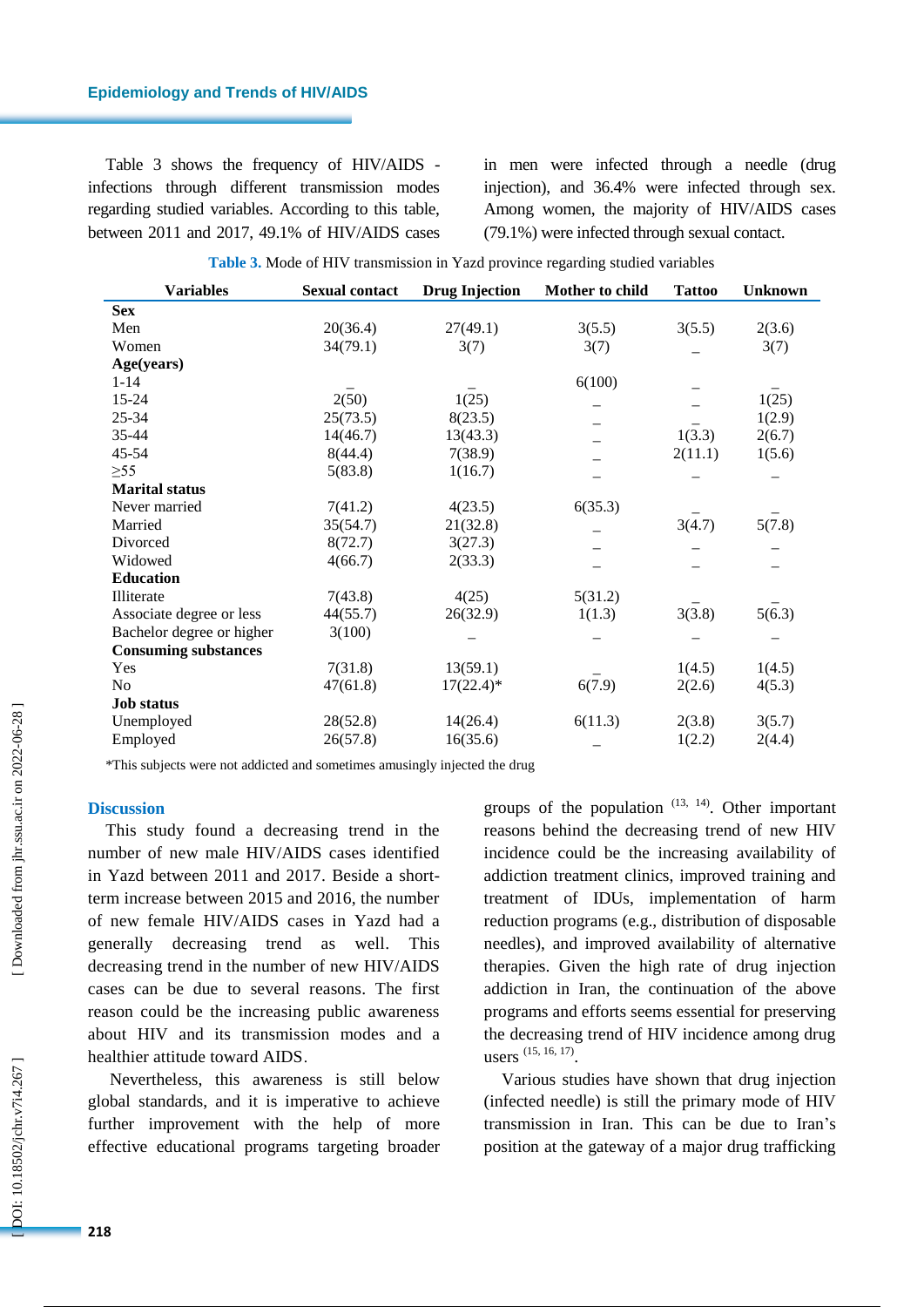Table 3 shows the frequency of HIV/AIDS - infections through different transmission modes regarding studied variables. According to this table, between 2011 and 2017, 49.1% of HIV/AIDS cases in men were infected through a needle (drug injection), and 36.4% were infected through sex. Among women, the majority of HIV/AIDS cases (79.1%) were infected through sexual contact.

**Table 3.** Mode of HIV transmission in Yazd province regarding studied variables

| Variables | Sexual contact | Drug Injection | Mother to child | Tattoo | Unknown |
|---|---|---|---|---|---|
| **Sex** | | | | | |
| Men | 20(36.4) | 27(49.1) | 3(5.5) | 3(5.5) | 2(3.6) |
| Women | 34(79.1) | 3(7) | 3(7) | _ | 3(7) |
| **Age(years)** | | | | | |
| 1-14 | _ | _ | 6(100) | _ | _ |
| 15-24 | 2(50) | 1(25) | _ | _ | 1(25) |
| 25-34 | 25(73.5) | 8(23.5) | _ | _ | 1(2.9) |
| 35-44 | 14(46.7) | 13(43.3) | _ | 1(3.3) | 2(6.7) |
| 45-54 | 8(44.4) | 7(38.9) | _ | 2(11.1) | 1(5.6) |
| ≥55 | 5(83.8) | 1(16.7) | _ | _ | _ |
| **Marital status** | | | | | |
| Never married | 7(41.2) | 4(23.5) | 6(35.3) | _ | _ |
| Married | 35(54.7) | 21(32.8) | _ | 3(4.7) | 5(7.8) |
| Divorced | 8(72.7) | 3(27.3) | _ | _ | _ |
| Widowed | 4(66.7) | 2(33.3) | _ | _ | _ |
| **Education** | | | | | |
| Illiterate | 7(43.8) | 4(25) | 5(31.2) | _ | _ |
| Associate degree or less | 44(55.7) | 26(32.9) | 1(1.3) | 3(3.8) | 5(6.3) |
| Bachelor degree or higher | 3(100) | _ | _ | _ | _ |
| **Consuming substances** | | | | | |
| Yes | 7(31.8) | 13(59.1) | _ | 1(4.5) | 1(4.5) |
| No | 47(61.8) | 17(22.4)* | 6(7.9) | 2(2.6) | 4(5.3) |
| **Job status** | | | | | |
| Unemployed | 28(52.8) | 14(26.4) | 6(11.3) | 2(3.8) | 3(5.7) |
| Employed | 26(57.8) | 16(35.6) | _ | 1(2.2) | 2(4.4) |

*This subjects were not addicted and sometimes amusingly injected the drug

## Discussion

This study found a decreasing trend in the number of new male HIV/AIDS cases identified in Yazd between 2011 and 2017. Beside a short-term increase between 2015 and 2016, the number of new female HIV/AIDS cases in Yazd had a generally decreasing trend as well. This decreasing trend in the number of new HIV/AIDS cases can be due to several reasons. The first reason could be the increasing public awareness about HIV and its transmission modes and a healthier attitude toward AIDS.

Nevertheless, this awareness is still below global standards, and it is imperative to achieve further improvement with the help of more effective educational programs targeting broader groups of the population [13, 14]. Other important reasons behind the decreasing trend of new HIV incidence could be the increasing availability of addiction treatment clinics, improved training and treatment of IDUs, implementation of harm reduction programs (e.g., distribution of disposable needles), and improved availability of alternative therapies. Given the high rate of drug injection addiction in Iran, the continuation of the above programs and efforts seems essential for preserving the decreasing trend of HIV incidence among drug users [15, 16, 17].

Various studies have shown that drug injection (infected needle) is still the primary mode of HIV transmission in Iran. This can be due to Iran's position at the gateway of a major drug trafficking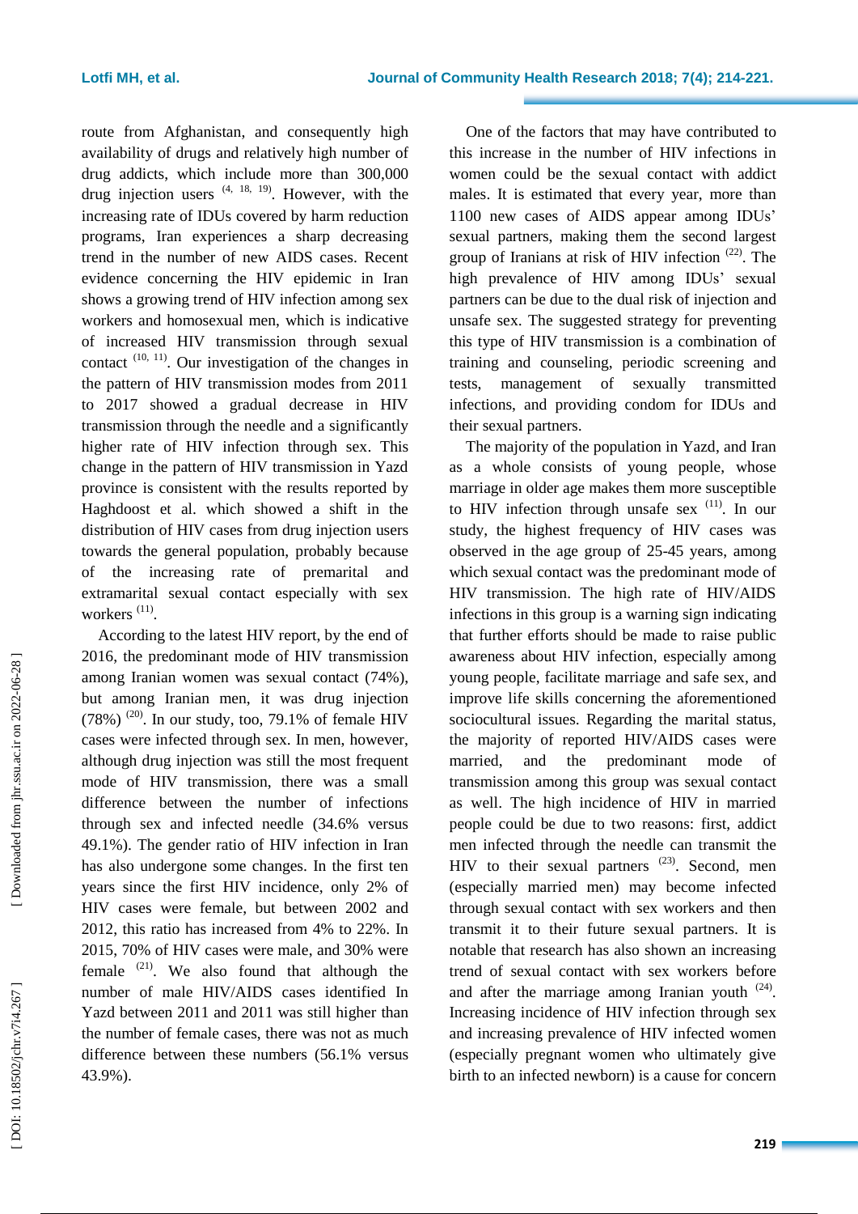route from Afghanistan, and consequently high availability of drugs and relatively high number of drug addicts, which include more than 300,000 drug injection users [4, 18, 19]. However, with the increasing rate of IDUs covered by harm reduction programs, Iran experiences a sharp decreasing trend in the number of new AIDS cases. Recent evidence concerning the HIV epidemic in Iran shows a growing trend of HIV infection among sex workers and homosexual men, which is indicative of increased HIV transmission through sexual contact [10, 11]. Our investigation of the changes in the pattern of HIV transmission modes from 2011 to 2017 showed a gradual decrease in HIV transmission through the needle and a significantly higher rate of HIV infection through sex. This change in the pattern of HIV transmission in Yazd province is consistent with the results reported by Haghdoost et al. which showed a shift in the distribution of HIV cases from drug injection users towards the general population, probably because of the increasing rate of premarital and extramarital sexual contact especially with sex workers [11].

According to the latest HIV report, by the end of 2016, the predominant mode of HIV transmission among Iranian women was sexual contact (74%), but among Iranian men, it was drug injection (78%) [20]. In our study, too, 79.1% of female HIV cases were infected through sex. In men, however, although drug injection was still the most frequent mode of HIV transmission, there was a small difference between the number of infections through sex and infected needle (34.6% versus 49.1%). The gender ratio of HIV infection in Iran has also undergone some changes. In the first ten years since the first HIV incidence, only 2% of HIV cases were female, but between 2002 and 2012, this ratio has increased from 4% to 22%. In 2015, 70% of HIV cases were male, and 30% were female [21]. We also found that although the number of male HIV/AIDS cases identified In Yazd between 2011 and 2011 was still higher than the number of female cases, there was not as much difference between these numbers (56.1% versus 43.9%).

One of the factors that may have contributed to this increase in the number of HIV infections in women could be the sexual contact with addict males. It is estimated that every year, more than 1100 new cases of AIDS appear among IDUs' sexual partners, making them the second largest group of Iranians at risk of HIV infection [22]. The high prevalence of HIV among IDUs' sexual partners can be due to the dual risk of injection and unsafe sex. The suggested strategy for preventing this type of HIV transmission is a combination of training and counseling, periodic screening and tests, management of sexually transmitted infections, and providing condom for IDUs and their sexual partners.

The majority of the population in Yazd, and Iran as a whole consists of young people, whose marriage in older age makes them more susceptible to HIV infection through unsafe sex [11]. In our study, the highest frequency of HIV cases was observed in the age group of 25-45 years, among which sexual contact was the predominant mode of HIV transmission. The high rate of HIV/AIDS infections in this group is a warning sign indicating that further efforts should be made to raise public awareness about HIV infection, especially among young people, facilitate marriage and safe sex, and improve life skills concerning the aforementioned sociocultural issues. Regarding the marital status, the majority of reported HIV/AIDS cases were married, and the predominant mode of transmission among this group was sexual contact as well. The high incidence of HIV in married people could be due to two reasons: first, addict men infected through the needle can transmit the HIV to their sexual partners [23]. Second, men (especially married men) may become infected through sexual contact with sex workers and then transmit it to their future sexual partners. It is notable that research has also shown an increasing trend of sexual contact with sex workers before and after the marriage among Iranian youth [24]. Increasing incidence of HIV infection through sex and increasing prevalence of HIV infected women (especially pregnant women who ultimately give birth to an infected newborn) is a cause for concern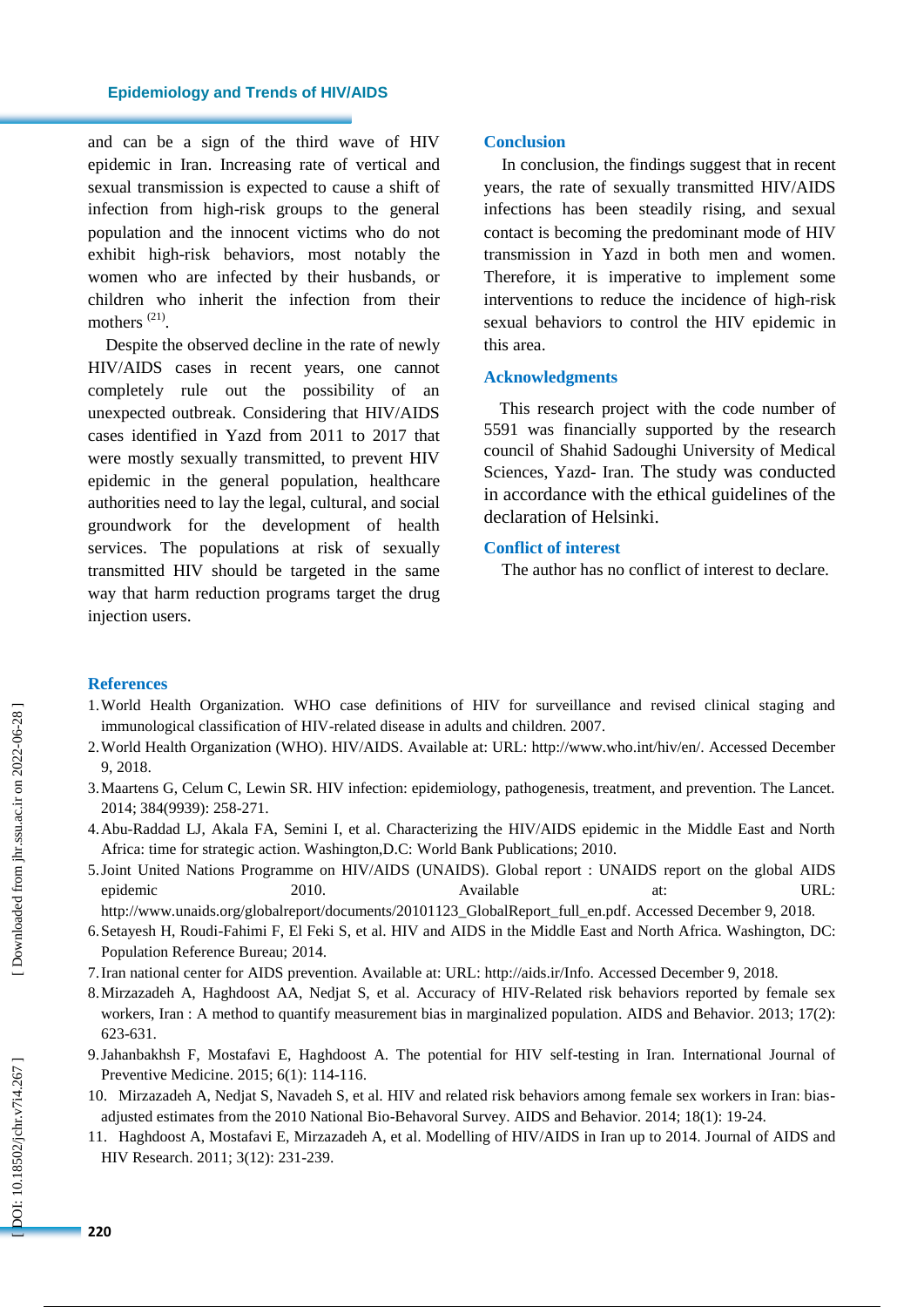and can be a sign of the third wave of HIV epidemic in Iran. Increasing rate of vertical and sexual transmission is expected to cause a shift of infection from high-risk groups to the general population and the innocent victims who do not exhibit high-risk behaviors, most notably the women who are infected by their husbands, or children who inherit the infection from their mothers [21].

Despite the observed decline in the rate of newly HIV/AIDS cases in recent years, one cannot completely rule out the possibility of an unexpected outbreak. Considering that HIV/AIDS cases identified in Yazd from 2011 to 2017 that were mostly sexually transmitted, to prevent HIV epidemic in the general population, healthcare authorities need to lay the legal, cultural, and social groundwork for the development of health services. The populations at risk of sexually transmitted HIV should be targeted in the same way that harm reduction programs target the drug injection users.

## Conclusion

In conclusion, the findings suggest that in recent years, the rate of sexually transmitted HIV/AIDS infections has been steadily rising, and sexual contact is becoming the predominant mode of HIV transmission in Yazd in both men and women. Therefore, it is imperative to implement some interventions to reduce the incidence of high-risk sexual behaviors to control the HIV epidemic in this area.

## Acknowledgments

This research project with the code number of 5591 was financially supported by the research council of Shahid Sadoughi University of Medical Sciences, Yazd- Iran. The study was conducted in accordance with the ethical guidelines of the declaration of Helsinki.

## Conflict of interest

The author has no conflict of interest to declare.

## References

1. World Health Organization. WHO case definitions of HIV for surveillance and revised clinical staging and immunological classification of HIV-related disease in adults and children. 2007.
2. World Health Organization (WHO). HIV/AIDS. Available at: URL: http://www.who.int/hiv/en/. Accessed December 9, 2018.
3. Maartens G, Celum C, Lewin SR. HIV infection: epidemiology, pathogenesis, treatment, and prevention. The Lancet. 2014; 384(9939): 258-271.
4. Abu-Raddad LJ, Akala FA, Semini I, et al. Characterizing the HIV/AIDS epidemic in the Middle East and North Africa: time for strategic action. Washington,D.C: World Bank Publications; 2010.
5. Joint United Nations Programme on HIV/AIDS (UNAIDS). Global report : UNAIDS report on the global AIDS epidemic 2010. Available at: URL: http://www.unaids.org/globalreport/documents/20101123_GlobalReport_full_en.pdf. Accessed December 9, 2018.
6. Setayesh H, Roudi-Fahimi F, El Feki S, et al. HIV and AIDS in the Middle East and North Africa. Washington, DC: Population Reference Bureau; 2014.
7. Iran national center for AIDS prevention. Available at: URL: http://aids.ir/Info. Accessed December 9, 2018.
8. Mirzazadeh A, Haghdoost AA, Nedjat S, et al. Accuracy of HIV-Related risk behaviors reported by female sex workers, Iran : A method to quantify measurement bias in marginalized population. AIDS and Behavior. 2013; 17(2): 623-631.
9. Jahanbakhsh F, Mostafavi E, Haghdoost A. The potential for HIV self-testing in Iran. International Journal of Preventive Medicine. 2015; 6(1): 114-116.
10. Mirzazadeh A, Nedjat S, Navadeh S, et al. HIV and related risk behaviors among female sex workers in Iran: bias-adjusted estimates from the 2010 National Bio-Behavoral Survey. AIDS and Behavior. 2014; 18(1): 19-24.
11. Haghdoost A, Mostafavi E, Mirzazadeh A, et al. Modelling of HIV/AIDS in Iran up to 2014. Journal of AIDS and HIV Research. 2011; 3(12): 231-239.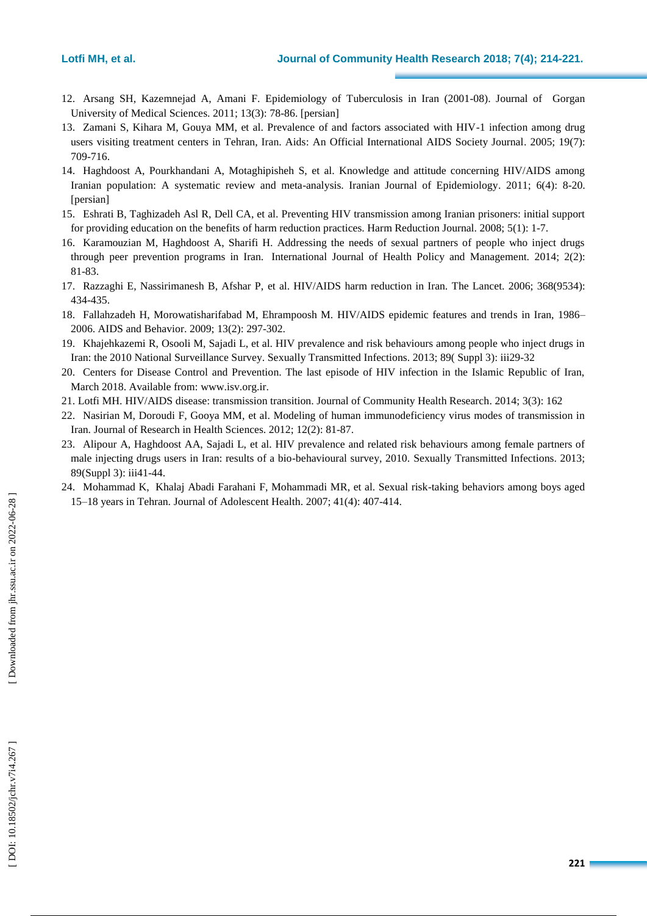12. Arsang SH, Kazemnejad A, Amani F. Epidemiology of Tuberculosis in Iran (2001-08). Journal of Gorgan University of Medical Sciences. 2011; 13(3): 78-86. [persian]
13. Zamani S, Kihara M, Gouya MM, et al. Prevalence of and factors associated with HIV-1 infection among drug users visiting treatment centers in Tehran, Iran. Aids: An Official International AIDS Society Journal. 2005; 19(7): 709-716.
14. Haghdoost A, Pourkhandani A, Motaghipisheh S, et al. Knowledge and attitude concerning HIV/AIDS among Iranian population: A systematic review and meta-analysis. Iranian Journal of Epidemiology. 2011; 6(4): 8-20. [persian]
15. Eshrati B, Taghizadeh Asl R, Dell CA, et al. Preventing HIV transmission among Iranian prisoners: initial support for providing education on the benefits of harm reduction practices. Harm Reduction Journal. 2008; 5(1): 1-7.
16. Karamouzian M, Haghdoost A, Sharifi H. Addressing the needs of sexual partners of people who inject drugs through peer prevention programs in Iran. International Journal of Health Policy and Management. 2014; 2(2): 81-83.
17. Razzaghi E, Nassirimanesh B, Afshar P, et al. HIV/AIDS harm reduction in Iran. The Lancet. 2006; 368(9534): 434-435.
18. Fallahzadeh H, Morowatisharifabad M, Ehrampoosh M. HIV/AIDS epidemic features and trends in Iran, 1986–2006. AIDS and Behavior. 2009; 13(2): 297-302.
19. Khajehkazemi R, Osooli M, Sajadi L, et al. HIV prevalence and risk behaviours among people who inject drugs in Iran: the 2010 National Surveillance Survey. Sexually Transmitted Infections. 2013; 89( Suppl 3): iii29-32
20. Centers for Disease Control and Prevention. The last episode of HIV infection in the Islamic Republic of Iran, March 2018. Available from: www.isv.org.ir.
21. Lotfi MH. HIV/AIDS disease: transmission transition. Journal of Community Health Research. 2014; 3(3): 162
22. Nasirian M, Doroudi F, Gooya MM, et al. Modeling of human immunodeficiency virus modes of transmission in Iran. Journal of Research in Health Sciences. 2012; 12(2): 81-87.
23. Alipour A, Haghdoost AA, Sajadi L, et al. HIV prevalence and related risk behaviours among female partners of male injecting drugs users in Iran: results of a bio-behavioural survey, 2010. Sexually Transmitted Infections. 2013; 89(Suppl 3): iii41-44.
24. Mohammad K, Khalaj Abadi Farahani F, Mohammadi MR, et al. Sexual risk-taking behaviors among boys aged 15–18 years in Tehran. Journal of Adolescent Health. 2007; 41(4): 407-414.